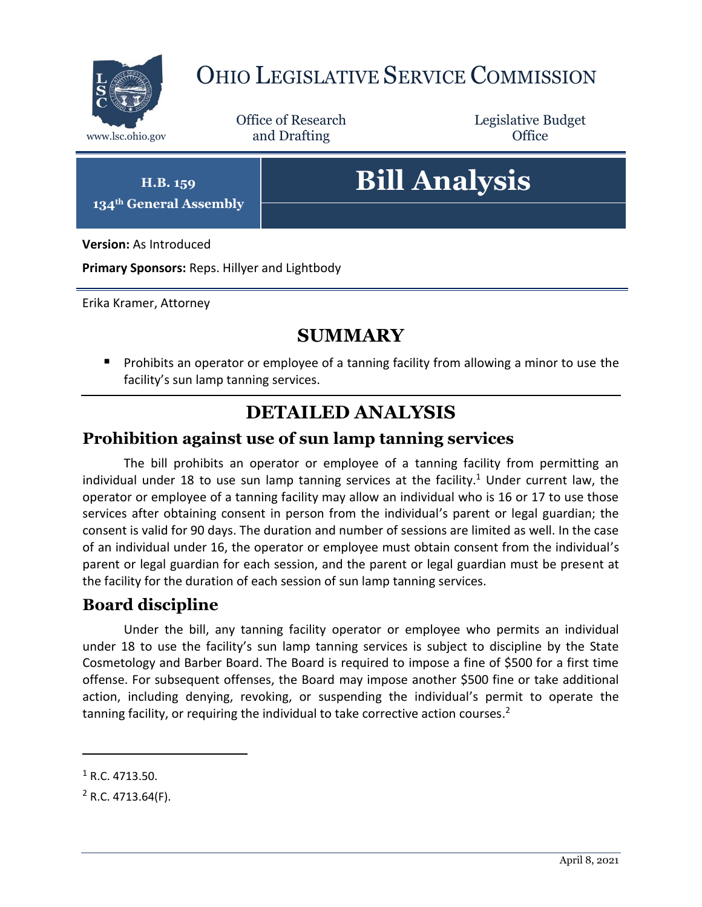# Ohio Legislative Service Commission

www.lsc.ohio.gov

Office of Research and Drafting

Legislative Budget Office

**H.B. 159**
**134th General Assembly**

# Bill Analysis

**Version:** As Introduced

**Primary Sponsors:** Reps. Hillyer and Lightbody

Erika Kramer, Attorney

## SUMMARY

- Prohibits an operator or employee of a tanning facility from allowing a minor to use the facility's sun lamp tanning services.

## DETAILED ANALYSIS

### Prohibition against use of sun lamp tanning services

The bill prohibits an operator or employee of a tanning facility from permitting an individual under 18 to use sun lamp tanning services at the facility.[1] Under current law, the operator or employee of a tanning facility may allow an individual who is 16 or 17 to use those services after obtaining consent in person from the individual's parent or legal guardian; the consent is valid for 90 days. The duration and number of sessions are limited as well. In the case of an individual under 16, the operator or employee must obtain consent from the individual's parent or legal guardian for each session, and the parent or legal guardian must be present at the facility for the duration of each session of sun lamp tanning services.

### Board discipline

Under the bill, any tanning facility operator or employee who permits an individual under 18 to use the facility's sun lamp tanning services is subject to discipline by the State Cosmetology and Barber Board. The Board is required to impose a fine of $500 for a first time offense. For subsequent offenses, the Board may impose another $500 fine or take additional action, including denying, revoking, or suspending the individual's permit to operate the tanning facility, or requiring the individual to take corrective action courses.[2]

[1] R.C. 4713.50.

[2] R.C. 4713.64(F).

April 8, 2021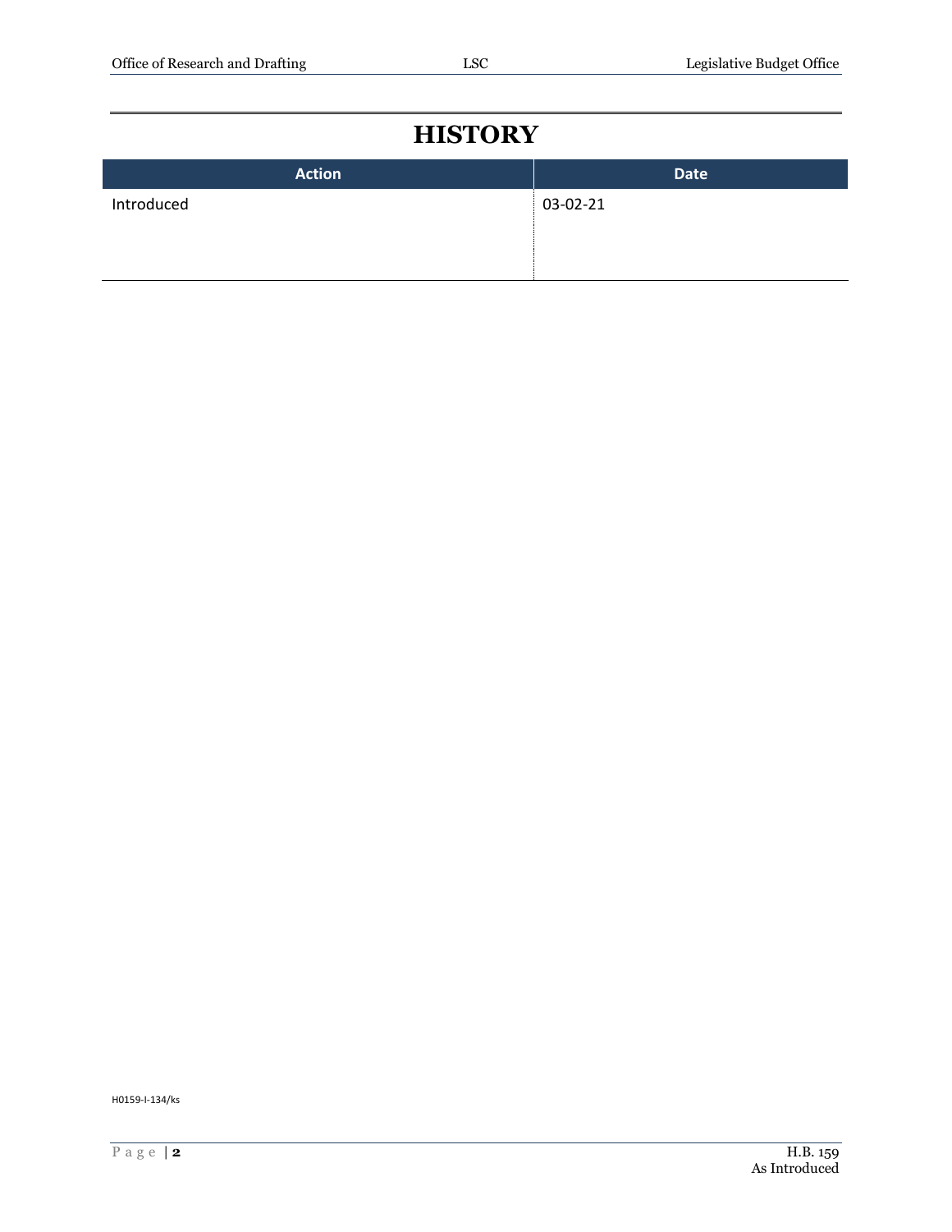# HISTORY

| Action | Date |
| --- | --- |
| Introduced | 03-02-21 |

H0159-I-134/ks